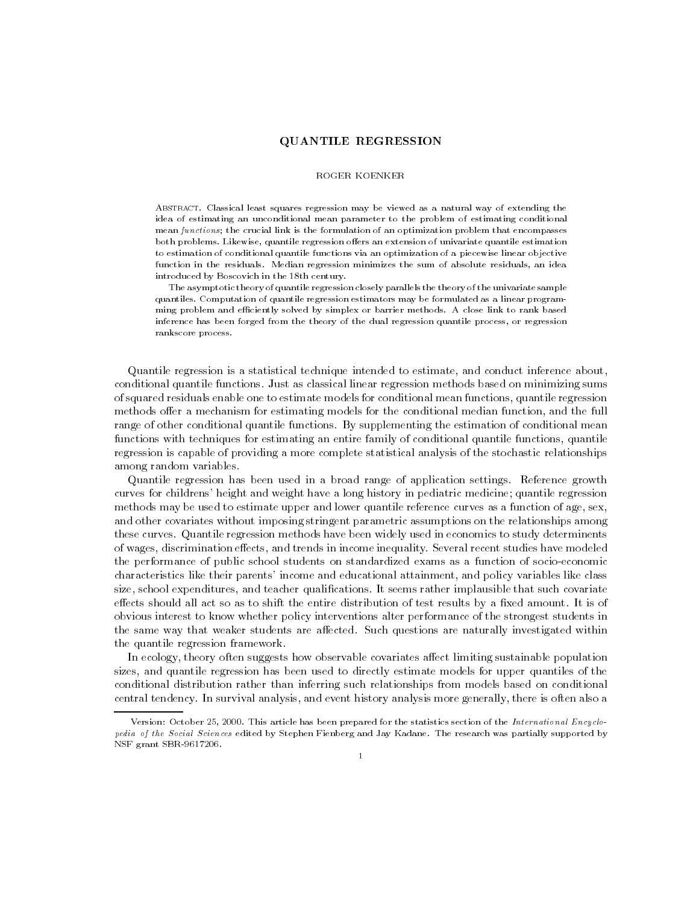# QUANTILE REGRESSION

ROGER KOENKER

Abstract. Classical least squares regression may be viewed as a natural way of extending the idea of estimating an unconditional mean parameter to the problem of estimating conditional mean *functions*; the crucial link is the formulation of an optimization problem that encompasses both problems. Likewise, quantile regression offers an extension of univariate quantile estimation to estimation of conditional quantile functions via an optimization of a piecewise linear objective function in the residuals. Median regression minimizes the sum of absolute residuals, an idea introduced by Boscovich in the 18th century.

The asymptotic theory of quantile regression closely parallels the theory of the univariate sample quantiles. Computation of quantile regression estimators may be formulated as a linear programming problem and efficiently solved by simplex or barrier methods. A close link to rank based inference has been forged from the theory of the dual regression quantile process, or regression rankscore process.

Quantile regression is a statistical technique intended to estimate, and conduct inference about, conditional quantile functions. Just as classical linear regression methods based on minimizing sums of squared residuals enable one to estimate models for conditional mean functions, quantile regression methods offer a mechanism for estimating models for the conditional median function, and the full range of other conditional quantile functions. By supplementing the estimation of conditional mean functions with techniques for estimating an entire family of conditional quantile functions, quantile regression is capable of providing a more complete statistical analysis of the stochastic relationships among random variables.

Quantile regression has been used in a broad range of application settings. Reference growth curves for childrens' height and weight have a long history in pediatric medicine; quantile regression methods may be used to estimate upper and lower quantile reference curves as a function of age, sex, and other covariates without imposing stringent parametric assumptions on the relationships among these curves. Quantile regression methods have been widely used in economics to study determinents of wages, discrimination effects, and trends in income inequality. Several recent studies have modeled the performance of public school students on standardized exams as a function of socio-economic characteristics like their parents' income and educational attainment, and policy variables like class size, school expenditures, and teacher qualifications. It seems rather implausible that such covariate effects should all act so as to shift the entire distribution of test results by a fixed amount. It is of obvious interest to know whether policy interventions alter performance of the strongest students in the same way that weaker students are affected. Such questions are naturally investigated within the quantile regression framework.

In ecology, theory often suggests how observable covariates affect limiting sustainable population sizes, and quantile regression has been used to directly estimate models for upper quantiles of the conditional distribution rather than inferring such relationships from models based on conditional central tendency. In survival analysis, and event history analysis more generally, there is often also a

---

Version: October 25, 2000. This article has been prepared for the statistics section of the *International Encyclopedia of the Social Sciences* edited by Stephen Fienberg and Jay Kadane. The research was partially supported by NSF grant SBR-9617206.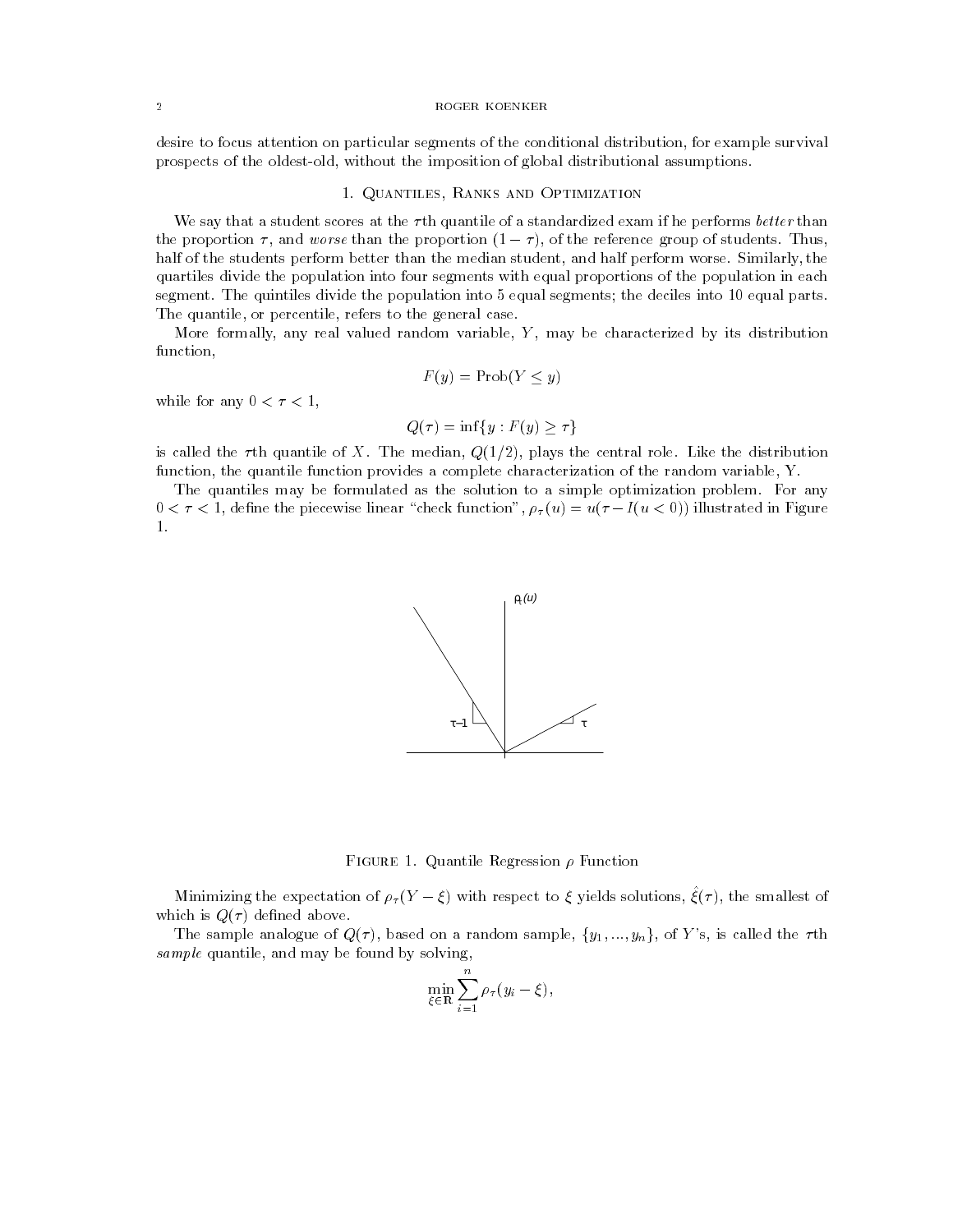desire to focus attention on particular segments of the conditional distribution, for example survival prospects of the oldest-old, without the imposition of global distributional assumptions.

## 1. Quantiles, Ranks and Optimization

We say that a student scores at the $\tau$th quantile of a standardized exam if he performs *better* than the proportion $\tau$, and *worse* than the proportion $(1 - \tau)$, of the reference group of students. Thus, half of the students perform better than the median student, and half perform worse. Similarly, the quartiles divide the population into four segments with equal proportions of the population in each segment. The quintiles divide the population into 5 equal segments; the deciles into 10 equal parts. The quantile, or percentile, refers to the general case.

More formally, any real valued random variable, $Y$, may be characterized by its distribution function,

$$F(y) = \text{Prob}(Y \leq y)$$

while for any $0 < \tau < 1$,

$$Q(\tau) = \inf\{y : F(y) \geq \tau\}$$

is called the $\tau$th quantile of $X$. The median, $Q(1/2)$, plays the central role. Like the distribution function, the quantile function provides a complete characterization of the random variable, Y.

The quantiles may be formulated as the solution to a simple optimization problem. For any $0 < \tau < 1$, define the piecewise linear "check function", $\rho_\tau(u) = u(\tau - I(u < 0))$ illustrated in Figure 1.

Figure 1. Quantile Regression $\rho$ Function

Minimizing the expectation of $\rho_\tau(Y - \xi)$ with respect to $\xi$ yields solutions, $\hat{\xi}(\tau)$, the smallest of which is $Q(\tau)$ defined above.

The sample analogue of $Q(\tau)$, based on a random sample, $\{y_1, ..., y_n\}$, of $Y$'s, is called the $\tau$th *sample* quantile, and may be found by solving,

$$\min_{\xi \in \mathbf{R}} \sum_{i=1}^{n} \rho_\tau(y_i - \xi),$$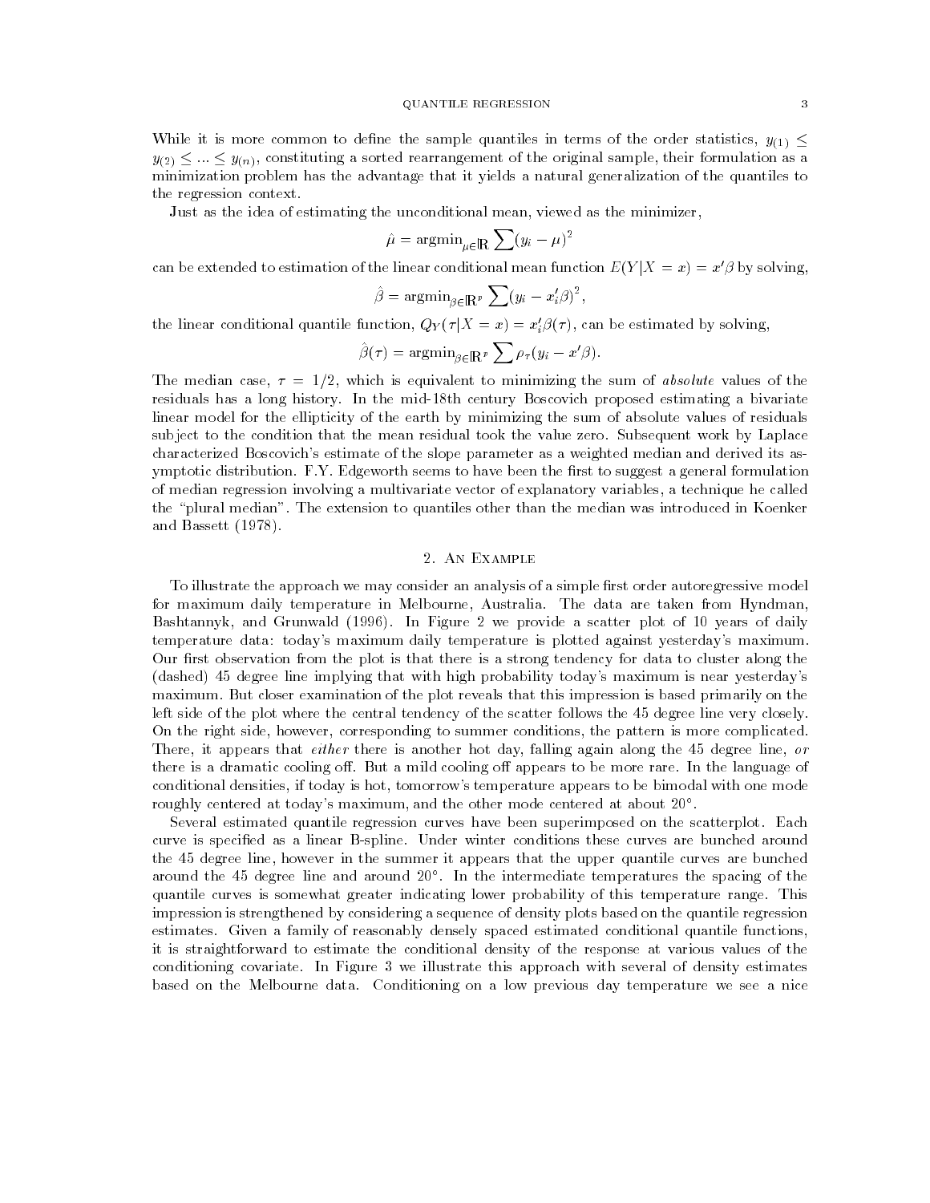While it is more common to define the sample quantiles in terms of the order statistics, $y_{(1)} \leq y_{(2)} \leq ... \leq y_{(n)}$, constituting a sorted rearrangement of the original sample, their formulation as a minimization problem has the advantage that it yields a natural generalization of the quantiles to the regression context.

Just as the idea of estimating the unconditional mean, viewed as the minimizer,

$$\hat{\mu} = \text{argmin}_{\mu \in \mathbb{R}} \sum (y_i - \mu)^2$$

can be extended to estimation of the linear conditional mean function $E(Y|X = x) = x'\beta$ by solving,

$$\hat{\beta} = \text{argmin}_{\beta \in \mathbb{R}^p} \sum (y_i - x_i'\beta)^2,$$

the linear conditional quantile function, $Q_Y(\tau|X = x) = x_i'\beta(\tau)$, can be estimated by solving,

$$\hat{\beta}(\tau) = \text{argmin}_{\beta \in \mathbb{R}^p} \sum \rho_\tau(y_i - x'\beta).$$

The median case, $\tau = 1/2$, which is equivalent to minimizing the sum of *absolute* values of the residuals has a long history. In the mid-18th century Boscovich proposed estimating a bivariate linear model for the ellipticity of the earth by minimizing the sum of absolute values of residuals subject to the condition that the mean residual took the value zero. Subsequent work by Laplace characterized Boscovich's estimate of the slope parameter as a weighted median and derived its asymptotic distribution. F.Y. Edgeworth seems to have been the first to suggest a general formulation of median regression involving a multivariate vector of explanatory variables, a technique he called the "plural median". The extension to quantiles other than the median was introduced in Koenker and Bassett (1978).

## 2. An Example

To illustrate the approach we may consider an analysis of a simple first order autoregressive model for maximum daily temperature in Melbourne, Australia. The data are taken from Hyndman, Bashtannyk, and Grunwald (1996). In Figure 2 we provide a scatter plot of 10 years of daily temperature data: today's maximum daily temperature is plotted against yesterday's maximum. Our first observation from the plot is that there is a strong tendency for data to cluster along the (dashed) 45 degree line implying that with high probability today's maximum is near yesterday's maximum. But closer examination of the plot reveals that this impression is based primarily on the left side of the plot where the central tendency of the scatter follows the 45 degree line very closely. On the right side, however, corresponding to summer conditions, the pattern is more complicated. There, it appears that *either* there is another hot day, falling again along the 45 degree line, *or* there is a dramatic cooling off. But a mild cooling off appears to be more rare. In the language of conditional densities, if today is hot, tomorrow's temperature appears to be bimodal with one mode roughly centered at today's maximum, and the other mode centered at about $20°$.

Several estimated quantile regression curves have been superimposed on the scatterplot. Each curve is specified as a linear B-spline. Under winter conditions these curves are bunched around the 45 degree line, however in the summer it appears that the upper quantile curves are bunched around the 45 degree line and around $20°$. In the intermediate temperatures the spacing of the quantile curves is somewhat greater indicating lower probability of this temperature range. This impression is strengthened by considering a sequence of density plots based on the quantile regression estimates. Given a family of reasonably densely spaced estimated conditional quantile functions, it is straightforward to estimate the conditional density of the response at various values of the conditioning covariate. In Figure 3 we illustrate this approach with several of density estimates based on the Melbourne data. Conditioning on a low previous day temperature we see a nice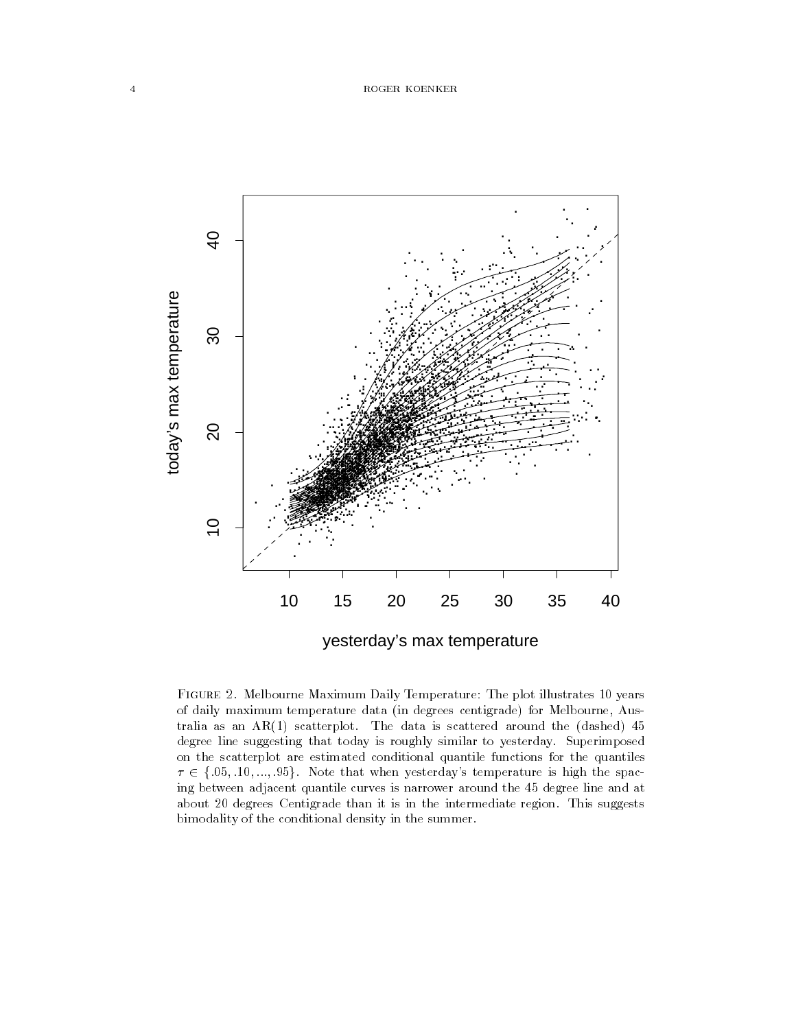Figure 2. Melbourne Maximum Daily Temperature: The plot illustrates 10 years of daily maximum temperature data (in degrees centigrade) for Melbourne, Australia as an AR(1) scatterplot. The data is scattered around the (dashed) 45 degree line suggesting that today is roughly similar to yesterday. Superimposed on the scatterplot are estimated conditional quantile functions for the quantiles $\tau \in \{.05, .10, ..., .95\}$. Note that when yesterday's temperature is high the spacing between adjacent quantile curves is narrower around the 45 degree line and at about 20 degrees Centigrade than it is in the intermediate region. This suggests bimodality of the conditional density in the summer.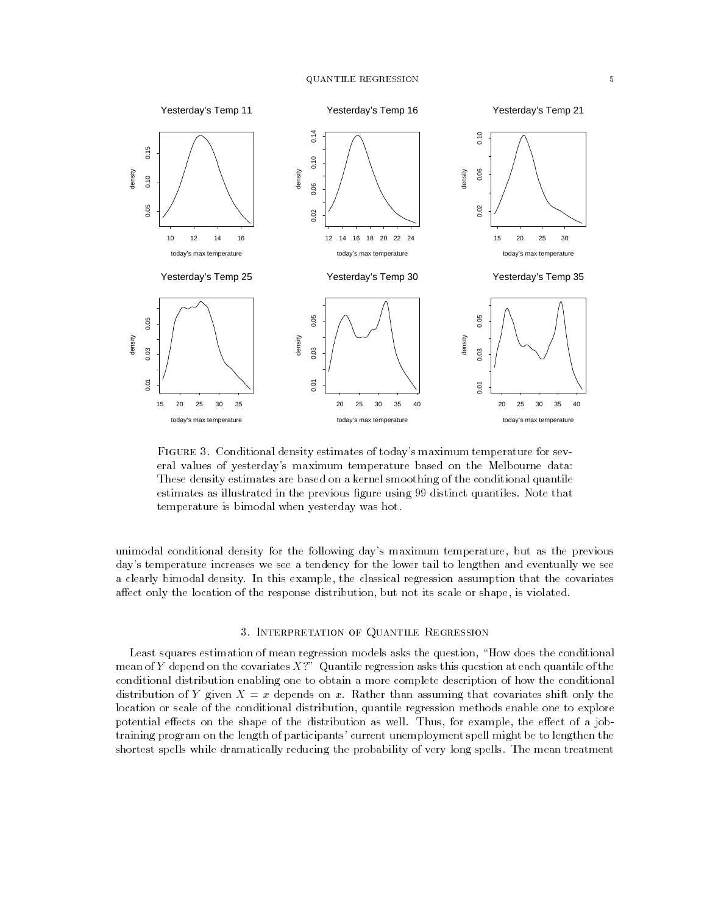Figure 3. Conditional density estimates of today's maximum temperature for several values of yesterday's maximum temperature based on the Melbourne data: These density estimates are based on a kernel smoothing of the conditional quantile estimates as illustrated in the previous figure using 99 distinct quantiles. Note that temperature is bimodal when yesterday was hot.

unimodal conditional density for the following day's maximum temperature, but as the previous day's temperature increases we see a tendency for the lower tail to lengthen and eventually we see a clearly bimodal density. In this example, the classical regression assumption that the covariates affect only the location of the response distribution, but not its scale or shape, is violated.

## 3. Interpretation of Quantile Regression

Least squares estimation of mean regression models asks the question, "How does the conditional mean of $Y$ depend on the covariates $X$?" Quantile regression asks this question at each quantile of the conditional distribution enabling one to obtain a more complete description of how the conditional distribution of $Y$ given $X = x$ depends on $x$. Rather than assuming that covariates shift only the location or scale of the conditional distribution, quantile regression methods enable one to explore potential effects on the shape of the distribution as well. Thus, for example, the effect of a job-training program on the length of participants' current unemployment spell might be to lengthen the shortest spells while dramatically reducing the probability of very long spells. The mean treatment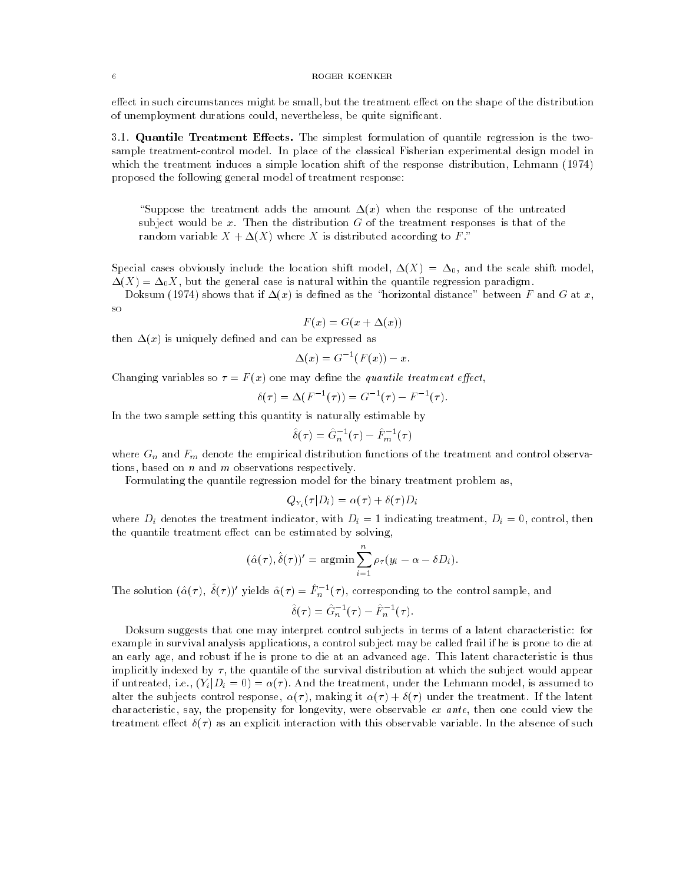effect in such circumstances might be small, but the treatment effect on the shape of the distribution of unemployment durations could, nevertheless, be quite significant.

### 3.1. Quantile Treatment Effects.

The simplest formulation of quantile regression is the two-sample treatment-control model. In place of the classical Fisherian experimental design model in which the treatment induces a simple location shift of the response distribution, Lehmann (1974) proposed the following general model of treatment response:

> "Suppose the treatment adds the amount $\Delta(x)$ when the response of the untreated subject would be $x$. Then the distribution $G$ of the treatment responses is that of the random variable $X + \Delta(X)$ where $X$ is distributed according to $F$."

Special cases obviously include the location shift model, $\Delta(X) = \Delta_0$, and the scale shift model, $\Delta(X) = \Delta_0 X$, but the general case is natural within the quantile regression paradigm.

Doksum (1974) shows that if $\Delta(x)$ is defined as the "horizontal distance" between $F$ and $G$ at $x$, so

$$F(x) = G(x + \Delta(x))$$

then $\Delta(x)$ is uniquely defined and can be expressed as

$$\Delta(x) = G^{-1}(F(x)) - x.$$

Changing variables so $\tau = F(x)$ one may define the *quantile treatment effect*,

$$\delta(\tau) = \Delta(F^{-1}(\tau)) = G^{-1}(\tau) - F^{-1}(\tau).$$

In the two sample setting this quantity is naturally estimable by

$$\hat{\delta}(\tau) = \hat{G}_n^{-1}(\tau) - \hat{F}_m^{-1}(\tau)$$

where $G_n$ and $F_m$ denote the empirical distribution functions of the treatment and control observations, based on $n$ and $m$ observations respectively.

Formulating the quantile regression model for the binary treatment problem as,

$$Q_{Y_i}(\tau | D_i) = \alpha(\tau) + \delta(\tau) D_i$$

where $D_i$ denotes the treatment indicator, with $D_i = 1$ indicating treatment, $D_i = 0$, control, then the quantile treatment effect can be estimated by solving,

$$(\hat{\alpha}(\tau), \hat{\delta}(\tau))' = \operatorname{argmin} \sum_{i=1}^{n} \rho_\tau(y_i - \alpha - \delta D_i).$$

The solution $(\hat{\alpha}(\tau),\ \hat{\delta}(\tau))'$ yields $\hat{\alpha}(\tau) = \hat{F}_n^{-1}(\tau)$, corresponding to the control sample, and

$$\hat{\delta}(\tau) = \hat{G}_n^{-1}(\tau) - \hat{F}_n^{-1}(\tau).$$

Doksum suggests that one may interpret control subjects in terms of a latent characteristic: for example in survival analysis applications, a control subject may be called frail if he is prone to die at an early age, and robust if he is prone to die at an advanced age. This latent characteristic is thus implicitly indexed by $\tau$, the quantile of the survival distribution at which the subject would appear if untreated, i.e., $(Y_i | D_i = 0) = \alpha(\tau)$. And the treatment, under the Lehmann model, is assumed to alter the subjects control response, $\alpha(\tau)$, making it $\alpha(\tau) + \delta(\tau)$ under the treatment. If the latent characteristic, say, the propensity for longevity, were observable *ex ante*, then one could view the treatment effect $\delta(\tau)$ as an explicit interaction with this observable variable. In the absence of such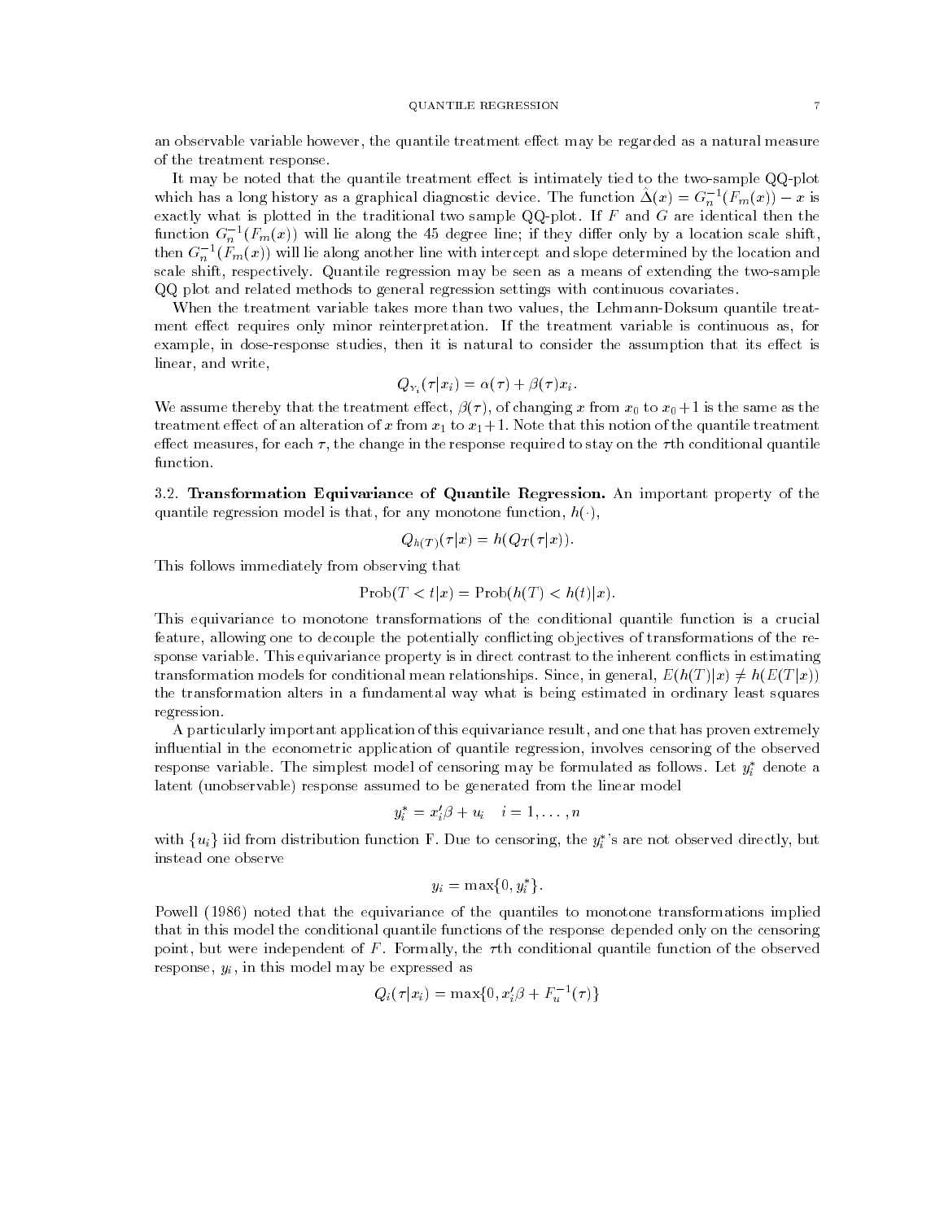an observable variable however, the quantile treatment effect may be regarded as a natural measure of the treatment response.

It may be noted that the quantile treatment effect is intimately tied to the two-sample QQ-plot which has a long history as a graphical diagnostic device. The function $\hat{\Delta}(x) = G_n^{-1}(F_m(x)) - x$ is exactly what is plotted in the traditional two sample QQ-plot. If $F$ and $G$ are identical then the function $G_n^{-1}(F_m(x))$ will lie along the 45 degree line; if they differ only by a location scale shift, then $G_n^{-1}(F_m(x))$ will lie along another line with intercept and slope determined by the location and scale shift, respectively. Quantile regression may be seen as a means of extending the two-sample QQ plot and related methods to general regression settings with continuous covariates.

When the treatment variable takes more than two values, the Lehmann-Doksum quantile treatment effect requires only minor reinterpretation. If the treatment variable is continuous as, for example, in dose-response studies, then it is natural to consider the assumption that its effect is linear, and write,

$$Q_{Y_i}(\tau|x_i) = \alpha(\tau) + \beta(\tau)x_i.$$

We assume thereby that the treatment effect, $\beta(\tau)$, of changing $x$ from $x_0$ to $x_0+1$ is the same as the treatment effect of an alteration of $x$ from $x_1$ to $x_1+1$. Note that this notion of the quantile treatment effect measures, for each $\tau$, the change in the response required to stay on the $\tau$th conditional quantile function.

3.2. **Transformation Equivariance of Quantile Regression.** An important property of the quantile regression model is that, for any monotone function, $h(\cdot)$,

$$Q_{h(T)}(\tau|x) = h(Q_T(\tau|x)).$$

This follows immediately from observing that

$$\text{Prob}(T < t|x) = \text{Prob}(h(T) < h(t)|x).$$

This equivariance to monotone transformations of the conditional quantile function is a crucial feature, allowing one to decouple the potentially conflicting objectives of transformations of the response variable. This equivariance property is in direct contrast to the inherent conflicts in estimating transformation models for conditional mean relationships. Since, in general, $E(h(T)|x) \neq h(E(T|x))$ the transformation alters in a fundamental way what is being estimated in ordinary least squares regression.

A particularly important application of this equivariance result, and one that has proven extremely influential in the econometric application of quantile regression, involves censoring of the observed response variable. The simplest model of censoring may be formulated as follows. Let $y_i^*$ denote a latent (unobservable) response assumed to be generated from the linear model

$$y_i^* = x_i'\beta + u_i \quad i = 1, \ldots, n$$

with $\{u_i\}$ iid from distribution function F. Due to censoring, the $y_i^*$'s are not observed directly, but instead one observe

$$y_i = \max\{0, y_i^*\}.$$

Powell (1986) noted that the equivariance of the quantiles to monotone transformations implied that in this model the conditional quantile functions of the response depended only on the censoring point, but were independent of $F$. Formally, the $\tau$th conditional quantile function of the observed response, $y_i$, in this model may be expressed as

$$Q_i(\tau|x_i) = \max\{0, x_i'\beta + F_u^{-1}(\tau)\}$$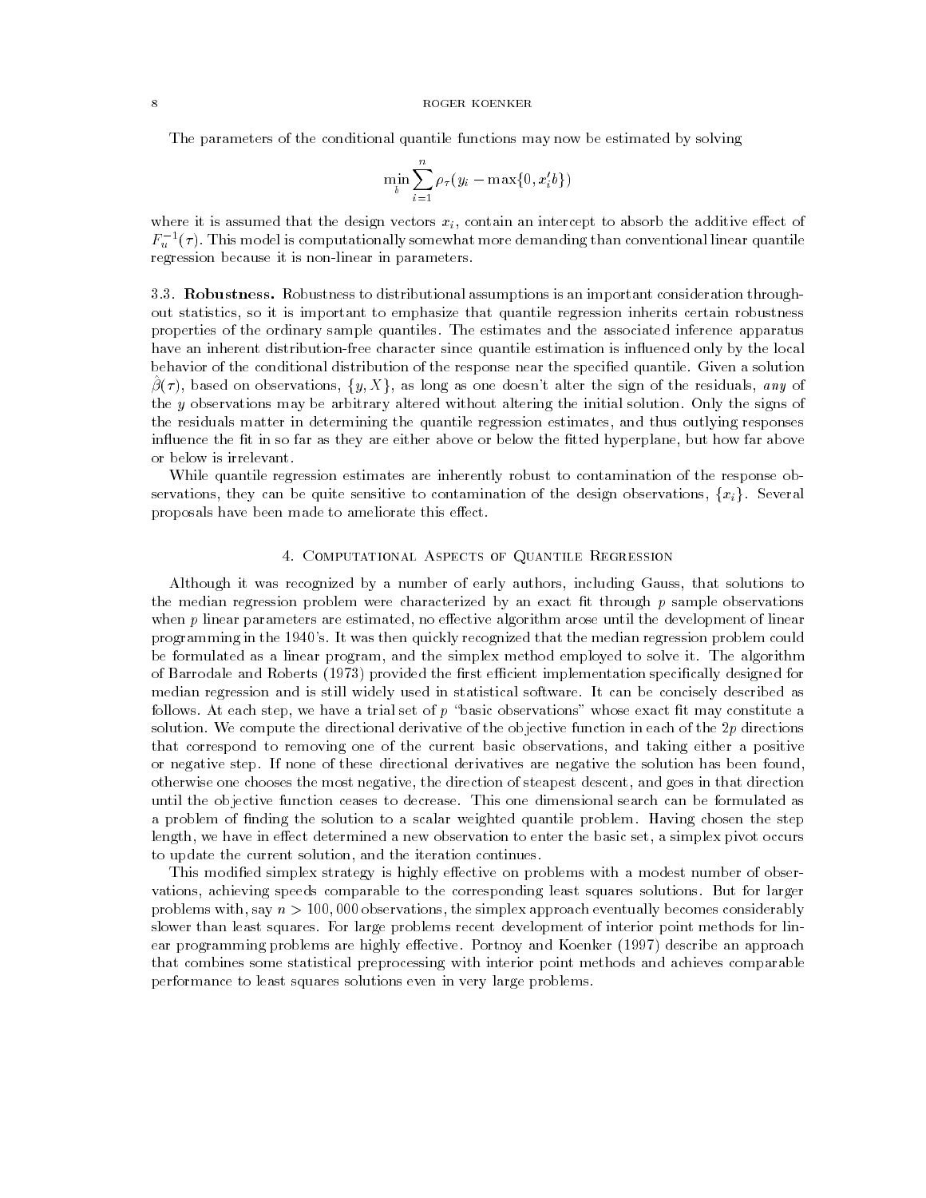The parameters of the conditional quantile functions may now be estimated by solving

$$\min_b \sum_{i=1}^{n} \rho_\tau(y_i - \max\{0, x_i'b\})$$

where it is assumed that the design vectors $x_i$, contain an intercept to absorb the additive effect of $F_u^{-1}(\tau)$. This model is computationally somewhat more demanding than conventional linear quantile regression because it is non-linear in parameters.

3.3. **Robustness.** Robustness to distributional assumptions is an important consideration throughout statistics, so it is important to emphasize that quantile regression inherits certain robustness properties of the ordinary sample quantiles. The estimates and the associated inference apparatus have an inherent distribution-free character since quantile estimation is influenced only by the local behavior of the conditional distribution of the response near the specified quantile. Given a solution $\hat{\beta}(\tau)$, based on observations, $\{y, X\}$, as long as one doesn't alter the sign of the residuals, *any* of the $y$ observations may be arbitrary altered without altering the initial solution. Only the signs of the residuals matter in determining the quantile regression estimates, and thus outlying responses influence the fit in so far as they are either above or below the fitted hyperplane, but how far above or below is irrelevant.

While quantile regression estimates are inherently robust to contamination of the response observations, they can be quite sensitive to contamination of the design observations, $\{x_i\}$. Several proposals have been made to ameliorate this effect.

## 4. Computational Aspects of Quantile Regression

Although it was recognized by a number of early authors, including Gauss, that solutions to the median regression problem were characterized by an exact fit through $p$ sample observations when $p$ linear parameters are estimated, no effective algorithm arose until the development of linear programming in the 1940's. It was then quickly recognized that the median regression problem could be formulated as a linear program, and the simplex method employed to solve it. The algorithm of Barrodale and Roberts (1973) provided the first efficient implementation specifically designed for median regression and is still widely used in statistical software. It can be concisely described as follows. At each step, we have a trial set of $p$ "basic observations" whose exact fit may constitute a solution. We compute the directional derivative of the objective function in each of the $2p$ directions that correspond to removing one of the current basic observations, and taking either a positive or negative step. If none of these directional derivatives are negative the solution has been found, otherwise one chooses the most negative, the direction of steepest descent, and goes in that direction until the objective function ceases to decrease. This one dimensional search can be formulated as a problem of finding the solution to a scalar weighted quantile problem. Having chosen the step length, we have in effect determined a new observation to enter the basic set, a simplex pivot occurs to update the current solution, and the iteration continues.

This modified simplex strategy is highly effective on problems with a modest number of observations, achieving speeds comparable to the corresponding least squares solutions. But for larger problems with, say $n > 100,000$ observations, the simplex approach eventually becomes considerably slower than least squares. For large problems recent development of interior point methods for linear programming problems are highly effective. Portnoy and Koenker (1997) describe an approach that combines some statistical preprocessing with interior point methods and achieves comparable performance to least squares solutions even in very large problems.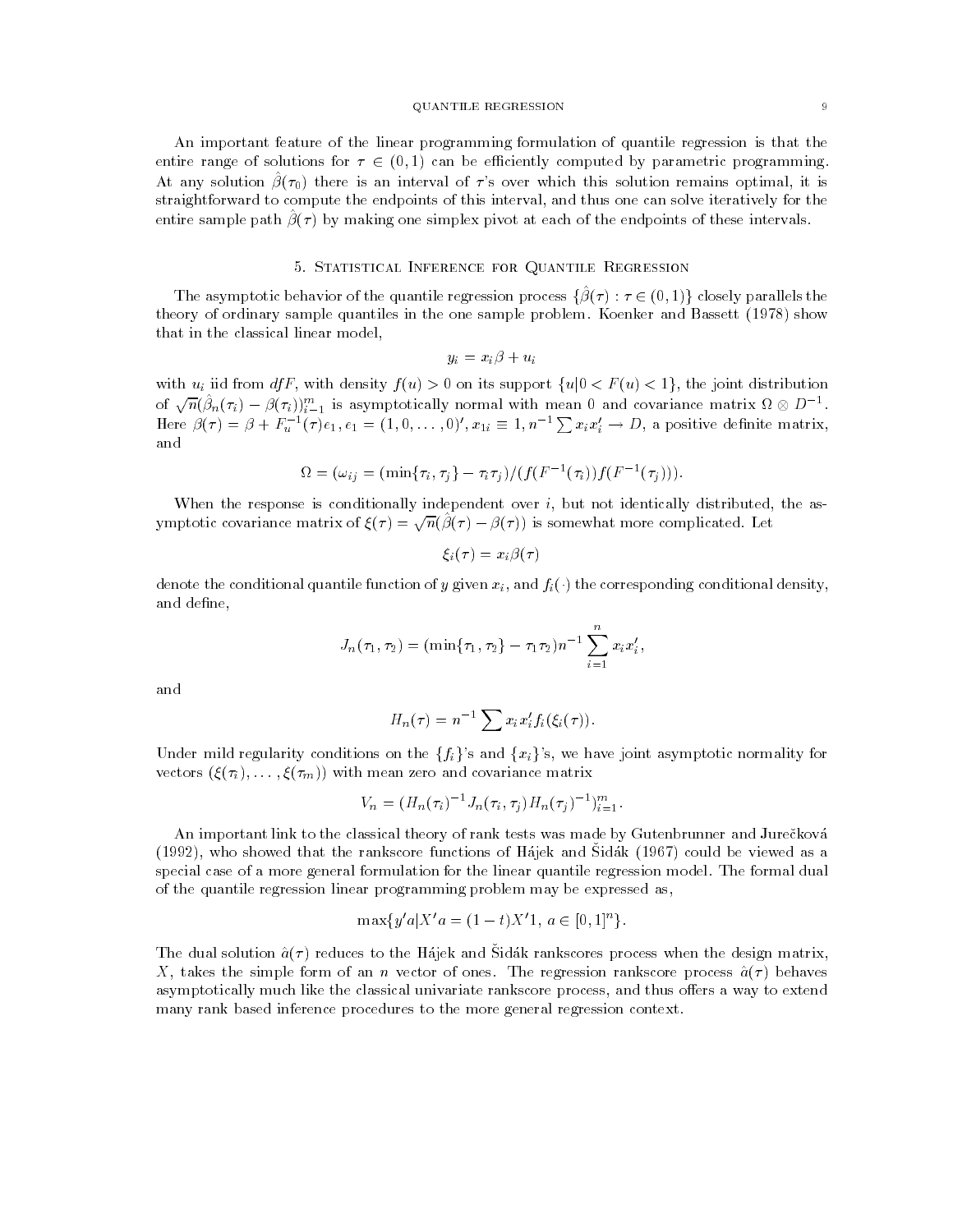An important feature of the linear programming formulation of quantile regression is that the entire range of solutions for $\tau \in (0,1)$ can be efficiently computed by parametric programming. At any solution $\hat{\beta}(\tau_0)$ there is an interval of $\tau$'s over which this solution remains optimal, it is straightforward to compute the endpoints of this interval, and thus one can solve iteratively for the entire sample path $\hat{\beta}(\tau)$ by making one simplex pivot at each of the endpoints of these intervals.

## 5. Statistical Inference for Quantile Regression

The asymptotic behavior of the quantile regression process $\{\hat{\beta}(\tau) : \tau \in (0,1)\}$ closely parallels the theory of ordinary sample quantiles in the one sample problem. Koenker and Bassett (1978) show that in the classical linear model,

$$y_i = x_i \beta + u_i$$

with $u_i$ iid from $dfF$, with density $f(u) > 0$ on its support $\{u | 0 < F(u) < 1\}$, the joint distribution of $\sqrt{n}(\hat{\beta}_n(\tau_i) - \beta(\tau_i))_{i=1}^m$ is asymptotically normal with mean 0 and covariance matrix $\Omega \otimes D^{-1}$. Here $\beta(\tau) = \beta + F_u^{-1}(\tau) e_1$, $e_1 = (1, 0, \ldots, 0)'$, $x_{1i} \equiv 1$, $n^{-1} \sum x_i x_i' \rightarrow D$, a positive definite matrix, and

$$\Omega = (\omega_{ij} = (\min\{\tau_i, \tau_j\} - \tau_i \tau_j)/(f(F^{-1}(\tau_i)) f(F^{-1}(\tau_j))).$$

When the response is conditionally independent over $i$, but not identically distributed, the asymptotic covariance matrix of $\xi(\tau) = \sqrt{n}(\hat{\beta}(\tau) - \beta(\tau))$ is somewhat more complicated. Let

$$\xi_i(\tau) = x_i \beta(\tau)$$

denote the conditional quantile function of $y$ given $x_i$, and $f_i(\cdot)$ the corresponding conditional density, and define,

$$J_n(\tau_1, \tau_2) = (\min\{\tau_1, \tau_2\} - \tau_1 \tau_2) n^{-1} \sum_{i=1}^n x_i x_i',$$

and

$$H_n(\tau) = n^{-1} \sum x_i x_i' f_i(\xi_i(\tau)).$$

Under mild regularity conditions on the $\{f_i\}$'s and $\{x_i\}$'s, we have joint asymptotic normality for vectors $(\xi(\tau_i), \ldots, \xi(\tau_m))$ with mean zero and covariance matrix

$$V_n = (H_n(\tau_i)^{-1} J_n(\tau_i, \tau_j) H_n(\tau_j)^{-1})_{i=1}^m.$$

An important link to the classical theory of rank tests was made by Gutenbrunner and Jurečková (1992), who showed that the rankscore functions of Hájek and Šidák (1967) could be viewed as a special case of a more general formulation for the linear quantile regression model. The formal dual of the quantile regression linear programming problem may be expressed as,

$$\max\{y'a | X'a = (1-t)X'1,\ a \in [0,1]^n\}.$$

The dual solution $\hat{a}(\tau)$ reduces to the Hájek and Šidák rankscores process when the design matrix, $X$, takes the simple form of an $n$ vector of ones. The regression rankscore process $\hat{a}(\tau)$ behaves asymptotically much like the classical univariate rankscore process, and thus offers a way to extend many rank based inference procedures to the more general regression context.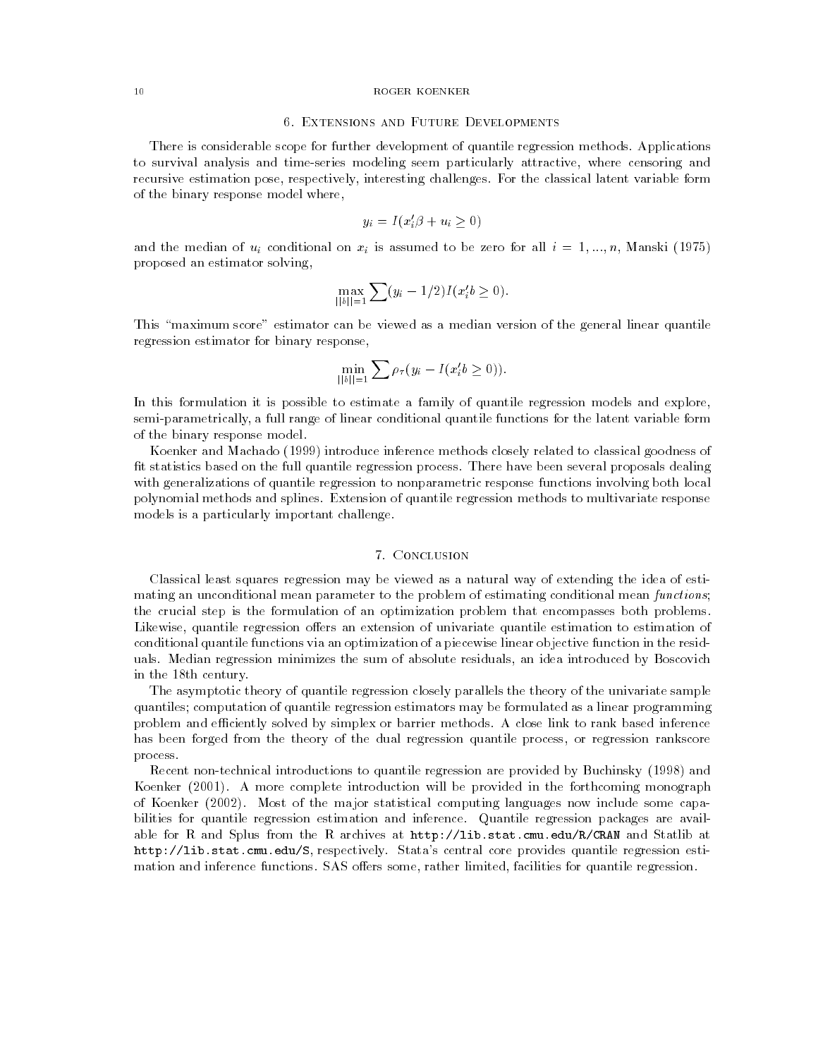## 6. Extensions and Future Developments

There is considerable scope for further development of quantile regression methods. Applications to survival analysis and time-series modeling seem particularly attractive, where censoring and recursive estimation pose, respectively, interesting challenges. For the classical latent variable form of the binary response model where,

$$y_i = I(x_i'\beta + u_i \geq 0)$$

and the median of $u_i$ conditional on $x_i$ is assumed to be zero for all $i = 1, ..., n$, Manski (1975) proposed an estimator solving,

$$\max_{||b||=1} \sum (y_i - 1/2) I(x_i' b \geq 0).$$

This "maximum score" estimator can be viewed as a median version of the general linear quantile regression estimator for binary response,

$$\min_{||b||=1} \sum \rho_\tau (y_i - I(x_i' b \geq 0)).$$

In this formulation it is possible to estimate a family of quantile regression models and explore, semi-parametrically, a full range of linear conditional quantile functions for the latent variable form of the binary response model.

Koenker and Machado (1999) introduce inference methods closely related to classical goodness of fit statistics based on the full quantile regression process. There have been several proposals dealing with generalizations of quantile regression to nonparametric response functions involving both local polynomial methods and splines. Extension of quantile regression methods to multivariate response models is a particularly important challenge.

## 7. Conclusion

Classical least squares regression may be viewed as a natural way of extending the idea of estimating an unconditional mean parameter to the problem of estimating conditional mean *functions*; the crucial step is the formulation of an optimization problem that encompasses both problems. Likewise, quantile regression offers an extension of univariate quantile estimation to estimation of conditional quantile functions via an optimization of a piecewise linear objective function in the residuals. Median regression minimizes the sum of absolute residuals, an idea introduced by Boscovich in the 18th century.

The asymptotic theory of quantile regression closely parallels the theory of the univariate sample quantiles; computation of quantile regression estimators may be formulated as a linear programming problem and efficiently solved by simplex or barrier methods. A close link to rank based inference has been forged from the theory of the dual regression quantile process, or regression rankscore process.

Recent non-technical introductions to quantile regression are provided by Buchinsky (1998) and Koenker (2001). A more complete introduction will be provided in the forthcoming monograph of Koenker (2002). Most of the major statistical computing languages now include some capabilities for quantile regression estimation and inference. Quantile regression packages are available for R and Splus from the R archives at `http://lib.stat.cmu.edu/R/CRAN` and Statlib at `http://lib.stat.cmu.edu/S`, respectively. Stata's central core provides quantile regression estimation and inference functions. SAS offers some, rather limited, facilities for quantile regression.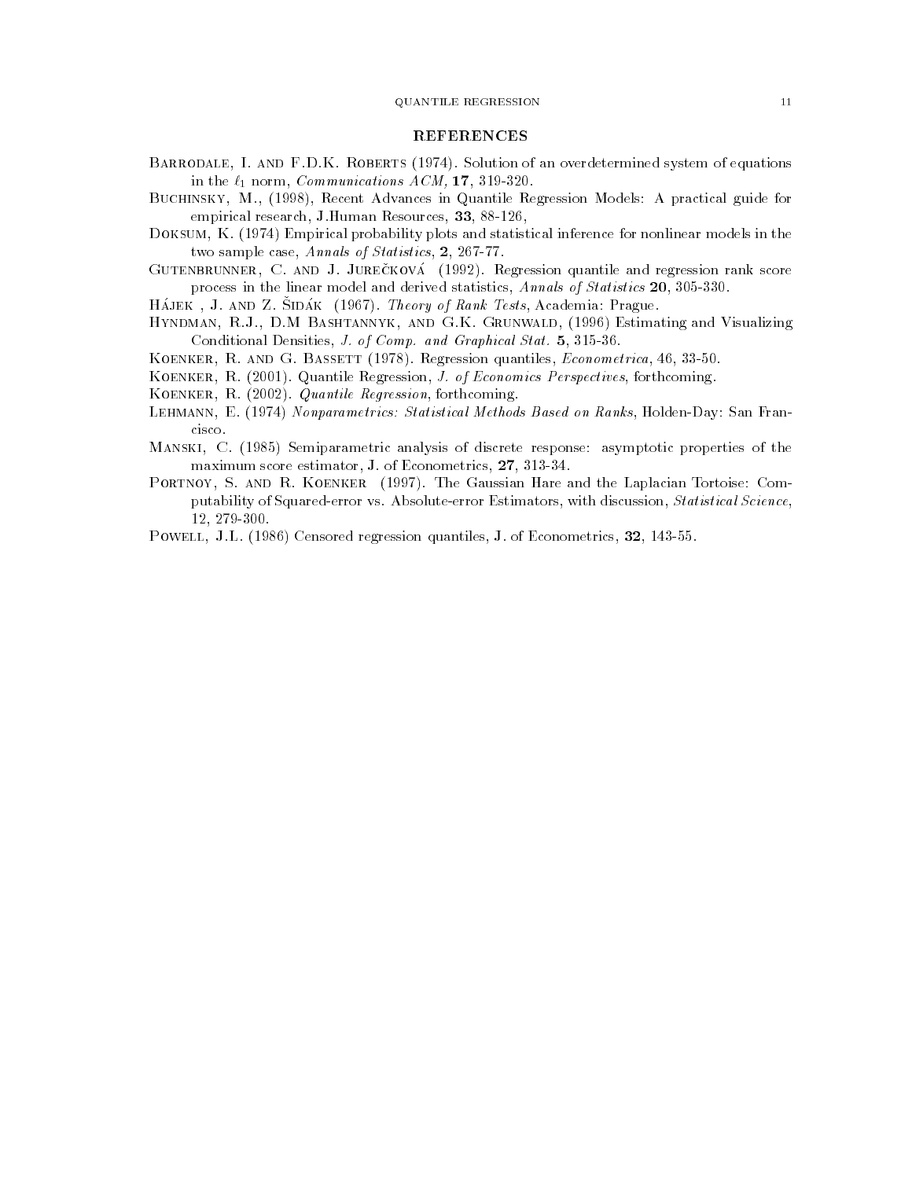## REFERENCES

Barrodale, I. and F.D.K. Roberts (1974). Solution of an overdetermined system of equations in the $\ell_1$ norm, *Communications ACM,* **17**, 319-320.

Buchinsky, M., (1998), Recent Advances in Quantile Regression Models: A practical guide for empirical research, J.Human Resources, **33**, 88-126,

Doksum, K. (1974) Empirical probability plots and statistical inference for nonlinear models in the two sample case, *Annals of Statistics*, **2**, 267-77.

Gutenbrunner, C. and J. Jurečková (1992). Regression quantile and regression rank score process in the linear model and derived statistics, *Annals of Statistics* **20**, 305-330.

Hájek , J. and Z. Šidák (1967). *Theory of Rank Tests*, Academia: Prague.

Hyndman, R.J., D.M Bashtannyk, and G.K. Grunwald, (1996) Estimating and Visualizing Conditional Densities, *J. of Comp. and Graphical Stat.* **5**, 315-36.

Koenker, R. and G. Bassett (1978). Regression quantiles, *Econometrica*, 46, 33-50.

Koenker, R. (2001). Quantile Regression, *J. of Economics Perspectives*, forthcoming.

Koenker, R. (2002). *Quantile Regression*, forthcoming.

Lehmann, E. (1974) *Nonparametrics: Statistical Methods Based on Ranks*, Holden-Day: San Francisco.

Manski, C. (1985) Semiparametric analysis of discrete response: asymptotic properties of the maximum score estimator, J. of Econometrics, **27**, 313-34.

Portnoy, S. and R. Koenker (1997). The Gaussian Hare and the Laplacian Tortoise: Computability of Squared-error vs. Absolute-error Estimators, with discussion, *Statistical Science*, 12, 279-300.

Powell, J.L. (1986) Censored regression quantiles, J. of Econometrics, **32**, 143-55.